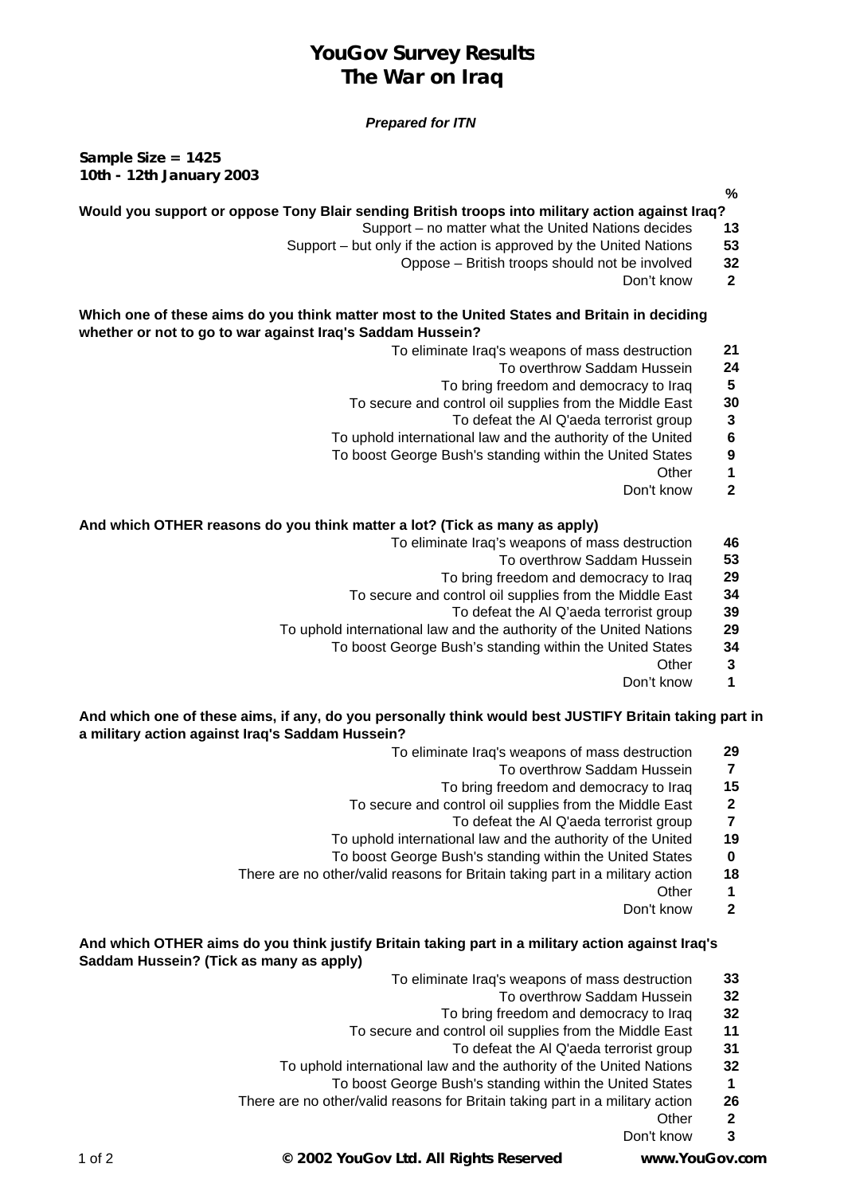# YouGov Survey Results
# The War on Iraq

***Prepared for ITN***

**Sample Size = 1425**
**10th - 12th January 2003**

| | % |
|---|---|
| **Would you support or oppose Tony Blair sending British troops into military action against Iraq?** | |
| Support – no matter what the United Nations decides | **13** |
| Support – but only if the action is approved by the United Nations | **53** |
| Oppose – British troops should not be involved | **32** |
| Don't know | **2** |
| | |
| **Which one of these aims do you think matter most to the United States and Britain in deciding whether or not to go to war against Iraq's Saddam Hussein?** | |
| To eliminate Iraq's weapons of mass destruction | **21** |
| To overthrow Saddam Hussein | **24** |
| To bring freedom and democracy to Iraq | **5** |
| To secure and control oil supplies from the Middle East | **30** |
| To defeat the Al Q'aeda terrorist group | **3** |
| To uphold international law and the authority of the United | **6** |
| To boost George Bush's standing within the United States | **9** |
| Other | **1** |
| Don't know | **2** |
| | |
| **And which OTHER reasons do you think matter a lot? (Tick as many as apply)** | |
| To eliminate Iraq's weapons of mass destruction | **46** |
| To overthrow Saddam Hussein | **53** |
| To bring freedom and democracy to Iraq | **29** |
| To secure and control oil supplies from the Middle East | **34** |
| To defeat the Al Q'aeda terrorist group | **39** |
| To uphold international law and the authority of the United Nations | **29** |
| To boost George Bush's standing within the United States | **34** |
| Other | **3** |
| Don't know | **1** |
| | |
| **And which one of these aims, if any, do you personally think would best JUSTIFY Britain taking part in a military action against Iraq's Saddam Hussein?** | |
| To eliminate Iraq's weapons of mass destruction | **29** |
| To overthrow Saddam Hussein | **7** |
| To bring freedom and democracy to Iraq | **15** |
| To secure and control oil supplies from the Middle East | **2** |
| To defeat the Al Q'aeda terrorist group | **7** |
| To uphold international law and the authority of the United | **19** |
| To boost George Bush's standing within the United States | **0** |
| There are no other/valid reasons for Britain taking part in a military action | **18** |
| Other | **1** |
| Don't know | **2** |
| | |
| **And which OTHER aims do you think justify Britain taking part in a military action against Iraq's Saddam Hussein? (Tick as many as apply)** | |
| To eliminate Iraq's weapons of mass destruction | **33** |
| To overthrow Saddam Hussein | **32** |
| To bring freedom and democracy to Iraq | **32** |
| To secure and control oil supplies from the Middle East | **11** |
| To defeat the Al Q'aeda terrorist group | **31** |
| To uphold international law and the authority of the United Nations | **32** |
| To boost George Bush's standing within the United States | **1** |
| There are no other/valid reasons for Britain taking part in a military action | **26** |
| Other | **2** |
| Don't know | **3** |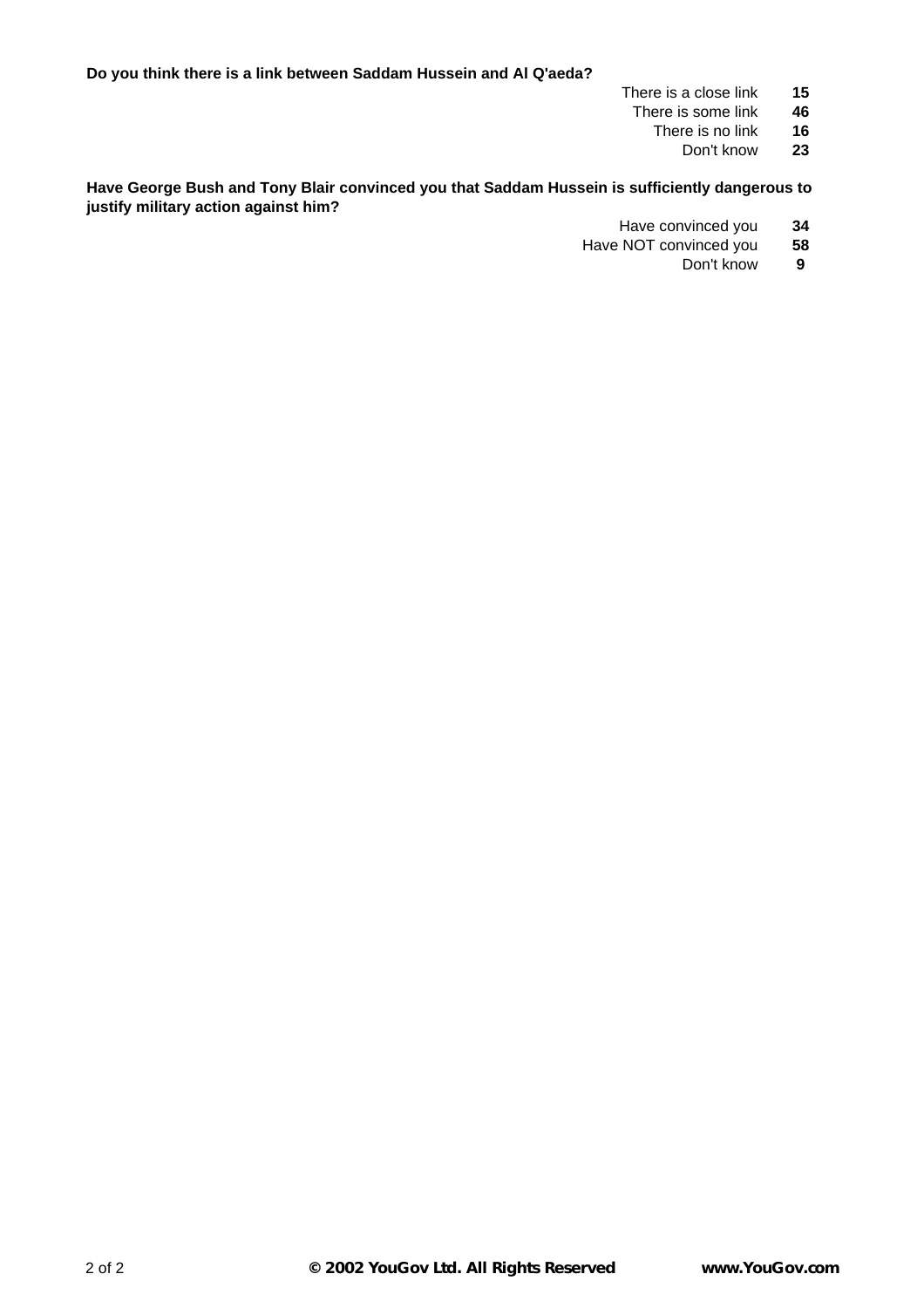**Do you think there is a link between Saddam Hussein and Al Q'aeda?**

| | |
|---|---|
| There is a close link | **15** |
| There is some link | **46** |
| There is no link | **16** |
| Don't know | **23** |

**Have George Bush and Tony Blair convinced you that Saddam Hussein is sufficiently dangerous to justify military action against him?**

| | |
|---|---|
| Have convinced you | **34** |
| Have NOT convinced you | **58** |
| Don't know | **9** |

**© 2002 YouGov Ltd. All Rights Reserved** **www.YouGov.com**